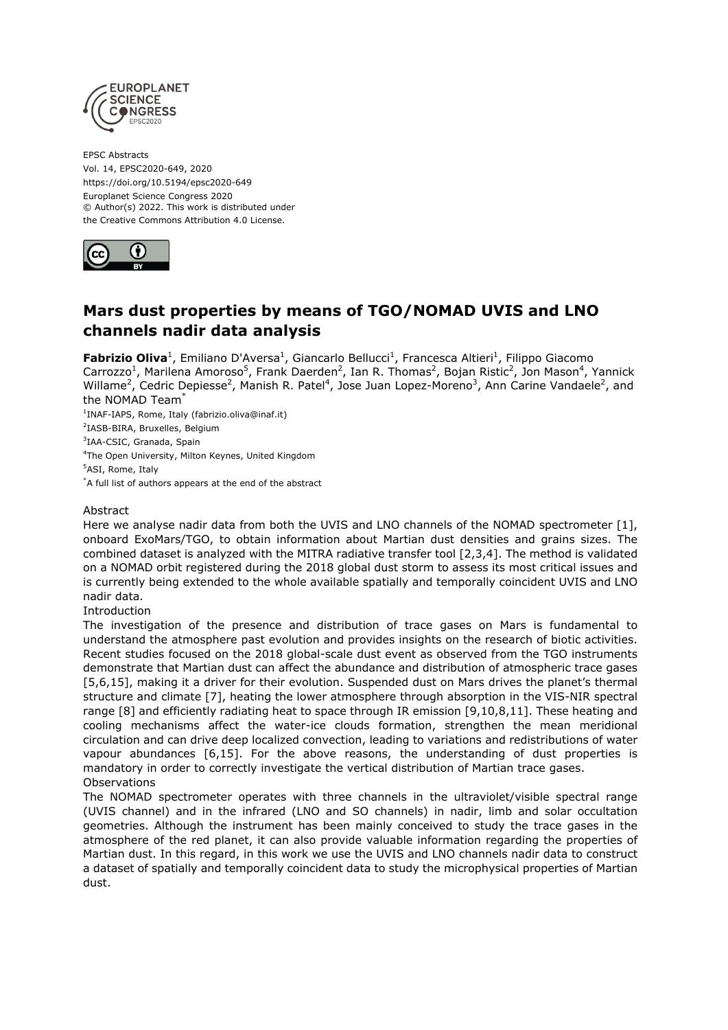EPSC Abstracts
Vol. 14, EPSC2020-649, 2020
https://doi.org/10.5194/epsc2020-649
Europlanet Science Congress 2020
© Author(s) 2022. This work is distributed under
the Creative Commons Attribution 4.0 License.

# Mars dust properties by means of TGO/NOMAD UVIS and LNO channels nadir data analysis

**Fabrizio Oliva**[1], Emiliano D'Aversa[1], Giancarlo Bellucci[1], Francesca Altieri[1], Filippo Giacomo Carrozzo[1], Marilena Amoroso[5], Frank Daerden[2], Ian R. Thomas[2], Bojan Ristic[2], Jon Mason[4], Yannick Willame[2], Cedric Depiesse[2], Manish R. Patel[4], Jose Juan Lopez-Moreno[3], Ann Carine Vandaele[2], and the NOMAD Team[*]

[1]INAF-IAPS, Rome, Italy (fabrizio.oliva@inaf.it)
[2]IASB-BIRA, Bruxelles, Belgium
[3]IAA-CSIC, Granada, Spain
[4]The Open University, Milton Keynes, United Kingdom
[5]ASI, Rome, Italy
[*]A full list of authors appears at the end of the abstract

Abstract

Here we analyse nadir data from both the UVIS and LNO channels of the NOMAD spectrometer [1], onboard ExoMars/TGO, to obtain information about Martian dust densities and grains sizes. The combined dataset is analyzed with the MITRA radiative transfer tool [2,3,4]. The method is validated on a NOMAD orbit registered during the 2018 global dust storm to assess its most critical issues and is currently being extended to the whole available spatially and temporally coincident UVIS and LNO nadir data.

Introduction

The investigation of the presence and distribution of trace gases on Mars is fundamental to understand the atmosphere past evolution and provides insights on the research of biotic activities. Recent studies focused on the 2018 global-scale dust event as observed from the TGO instruments demonstrate that Martian dust can affect the abundance and distribution of atmospheric trace gases [5,6,15], making it a driver for their evolution. Suspended dust on Mars drives the planet's thermal structure and climate [7], heating the lower atmosphere through absorption in the VIS-NIR spectral range [8] and efficiently radiating heat to space through IR emission [9,10,8,11]. These heating and cooling mechanisms affect the water-ice clouds formation, strengthen the mean meridional circulation and can drive deep localized convection, leading to variations and redistributions of water vapour abundances [6,15]. For the above reasons, the understanding of dust properties is mandatory in order to correctly investigate the vertical distribution of Martian trace gases.

Observations

The NOMAD spectrometer operates with three channels in the ultraviolet/visible spectral range (UVIS channel) and in the infrared (LNO and SO channels) in nadir, limb and solar occultation geometries. Although the instrument has been mainly conceived to study the trace gases in the atmosphere of the red planet, it can also provide valuable information regarding the properties of Martian dust. In this regard, in this work we use the UVIS and LNO channels nadir data to construct a dataset of spatially and temporally coincident data to study the microphysical properties of Martian dust.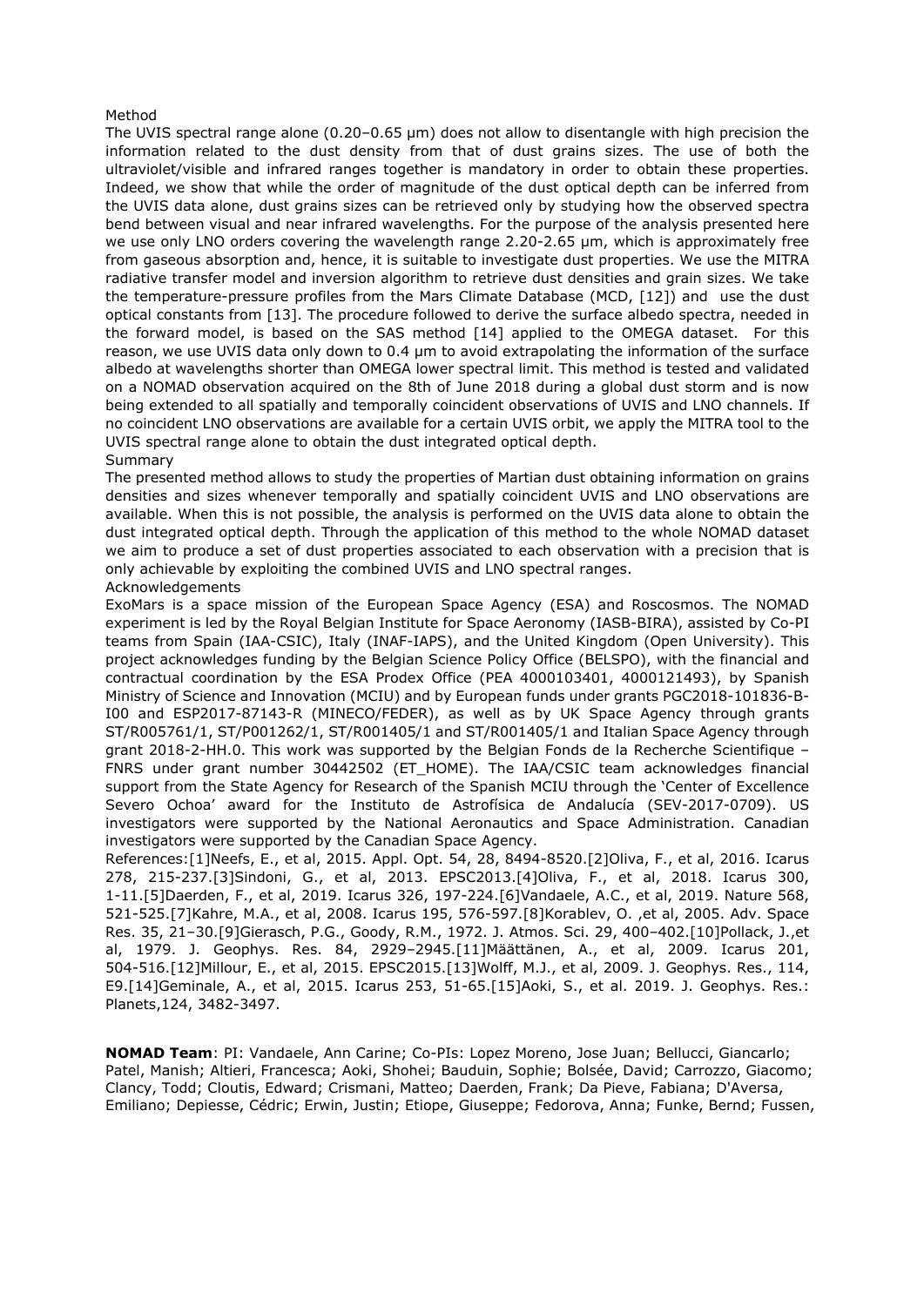## Method

The UVIS spectral range alone (0.20–0.65 μm) does not allow to disentangle with high precision the information related to the dust density from that of dust grains sizes. The use of both the ultraviolet/visible and infrared ranges together is mandatory in order to obtain these properties. Indeed, we show that while the order of magnitude of the dust optical depth can be inferred from the UVIS data alone, dust grains sizes can be retrieved only by studying how the observed spectra bend between visual and near infrared wavelengths. For the purpose of the analysis presented here we use only LNO orders covering the wavelength range 2.20-2.65 μm, which is approximately free from gaseous absorption and, hence, it is suitable to investigate dust properties. We use the MITRA radiative transfer model and inversion algorithm to retrieve dust densities and grain sizes. We take the temperature-pressure profiles from the Mars Climate Database (MCD, [12]) and use the dust optical constants from [13]. The procedure followed to derive the surface albedo spectra, needed in the forward model, is based on the SAS method [14] applied to the OMEGA dataset. For this reason, we use UVIS data only down to 0.4 μm to avoid extrapolating the information of the surface albedo at wavelengths shorter than OMEGA lower spectral limit. This method is tested and validated on a NOMAD observation acquired on the 8th of June 2018 during a global dust storm and is now being extended to all spatially and temporally coincident observations of UVIS and LNO channels. If no coincident LNO observations are available for a certain UVIS orbit, we apply the MITRA tool to the UVIS spectral range alone to obtain the dust integrated optical depth.

## Summary

The presented method allows to study the properties of Martian dust obtaining information on grains densities and sizes whenever temporally and spatially coincident UVIS and LNO observations are available. When this is not possible, the analysis is performed on the UVIS data alone to obtain the dust integrated optical depth. Through the application of this method to the whole NOMAD dataset we aim to produce a set of dust properties associated to each observation with a precision that is only achievable by exploiting the combined UVIS and LNO spectral ranges.

## Acknowledgements

ExoMars is a space mission of the European Space Agency (ESA) and Roscosmos. The NOMAD experiment is led by the Royal Belgian Institute for Space Aeronomy (IASB-BIRA), assisted by Co-PI teams from Spain (IAA-CSIC), Italy (INAF-IAPS), and the United Kingdom (Open University). This project acknowledges funding by the Belgian Science Policy Office (BELSPO), with the financial and contractual coordination by the ESA Prodex Office (PEA 4000103401, 4000121493), by Spanish Ministry of Science and Innovation (MCIU) and by European funds under grants PGC2018-101836-B-I00 and ESP2017-87143-R (MINECO/FEDER), as well as by UK Space Agency through grants ST/R005761/1, ST/P001262/1, ST/R001405/1 and ST/R001405/1 and Italian Space Agency through grant 2018-2-HH.0. This work was supported by the Belgian Fonds de la Recherche Scientifique – FNRS under grant number 30442502 (ET_HOME). The IAA/CSIC team acknowledges financial support from the State Agency for Research of the Spanish MCIU through the 'Center of Excellence Severo Ochoa' award for the Instituto de Astrofísica de Andalucía (SEV-2017-0709). US investigators were supported by the National Aeronautics and Space Administration. Canadian investigators were supported by the Canadian Space Agency.

References:[1]Neefs, E., et al, 2015. Appl. Opt. 54, 28, 8494-8520.[2]Oliva, F., et al, 2016. Icarus 278, 215-237.[3]Sindoni, G., et al, 2013. EPSC2013.[4]Oliva, F., et al, 2018. Icarus 300, 1-11.[5]Daerden, F., et al, 2019. Icarus 326, 197-224.[6]Vandaele, A.C., et al, 2019. Nature 568, 521-525.[7]Kahre, M.A., et al, 2008. Icarus 195, 576-597.[8]Korablev, O. ,et al, 2005. Adv. Space Res. 35, 21–30.[9]Gierasch, P.G., Goody, R.M., 1972. J. Atmos. Sci. 29, 400–402.[10]Pollack, J.,et al, 1979. J. Geophys. Res. 84, 2929–2945.[11]Määttänen, A., et al, 2009. Icarus 201, 504-516.[12]Millour, E., et al, 2015. EPSC2015.[13]Wolff, M.J., et al, 2009. J. Geophys. Res., 114, E9.[14]Geminale, A., et al, 2015. Icarus 253, 51-65.[15]Aoki, S., et al. 2019. J. Geophys. Res.: Planets,124, 3482-3497.

**NOMAD Team**: PI: Vandaele, Ann Carine; Co-PIs: Lopez Moreno, Jose Juan; Bellucci, Giancarlo; Patel, Manish; Altieri, Francesca; Aoki, Shohei; Bauduin, Sophie; Bolsée, David; Carrozzo, Giacomo; Clancy, Todd; Cloutis, Edward; Crismani, Matteo; Daerden, Frank; Da Pieve, Fabiana; D'Aversa, Emiliano; Depiesse, Cédric; Erwin, Justin; Etiope, Giuseppe; Fedorova, Anna; Funke, Bernd; Fussen,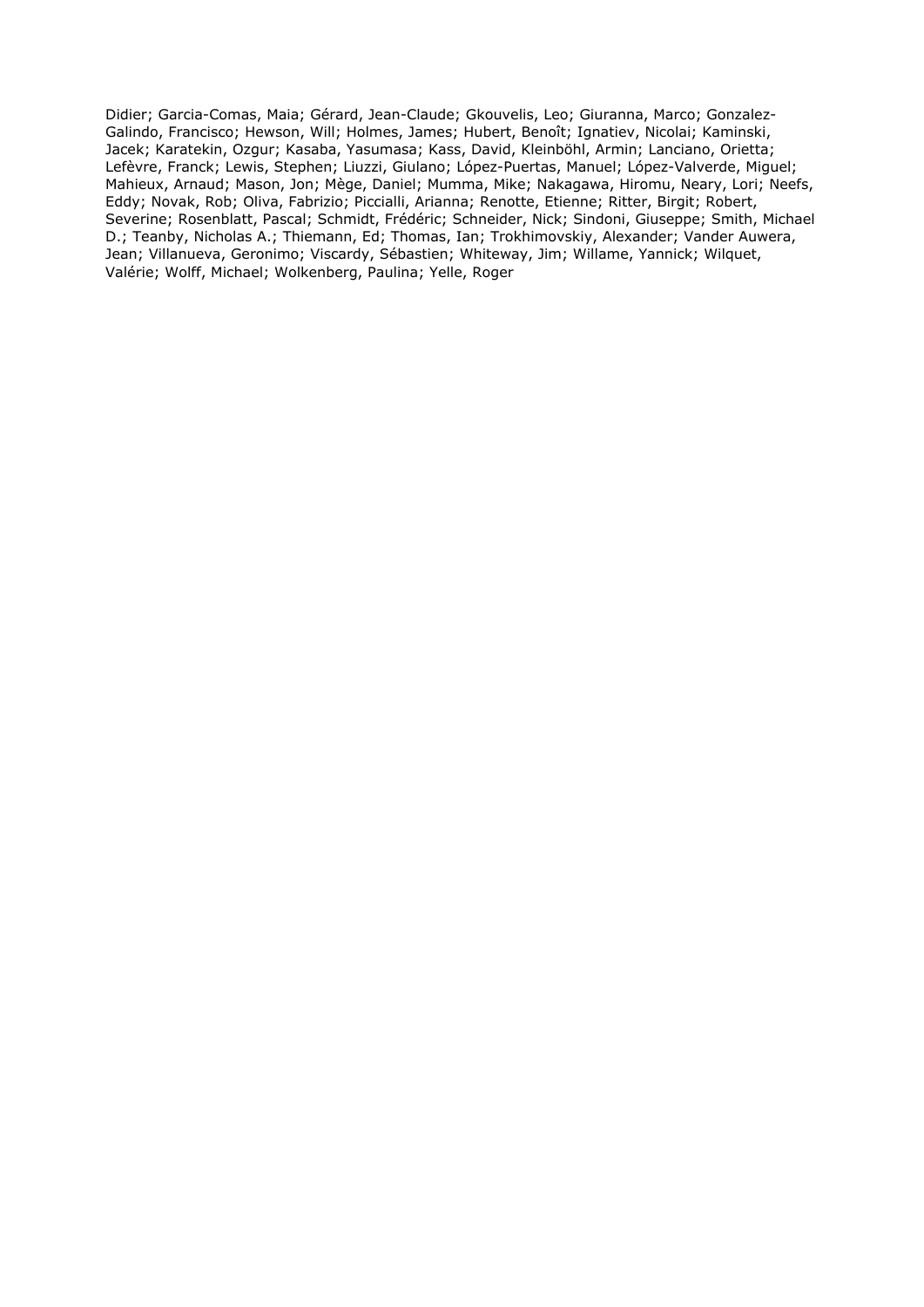Didier; Garcia-Comas, Maia; Gérard, Jean-Claude; Gkouvelis, Leo; Giuranna, Marco; Gonzalez-Galindo, Francisco; Hewson, Will; Holmes, James; Hubert, Benoît; Ignatiev, Nicolai; Kaminski, Jacek; Karatekin, Ozgur; Kasaba, Yasumasa; Kass, David, Kleinböhl, Armin; Lanciano, Orietta; Lefèvre, Franck; Lewis, Stephen; Liuzzi, Giulano; López-Puertas, Manuel; López-Valverde, Miguel; Mahieux, Arnaud; Mason, Jon; Mège, Daniel; Mumma, Mike; Nakagawa, Hiromu, Neary, Lori; Neefs, Eddy; Novak, Rob; Oliva, Fabrizio; Piccialli, Arianna; Renotte, Etienne; Ritter, Birgit; Robert, Severine; Rosenblatt, Pascal; Schmidt, Frédéric; Schneider, Nick; Sindoni, Giuseppe; Smith, Michael D.; Teanby, Nicholas A.; Thiemann, Ed; Thomas, Ian; Trokhimovskiy, Alexander; Vander Auwera, Jean; Villanueva, Geronimo; Viscardy, Sébastien; Whiteway, Jim; Willame, Yannick; Wilquet, Valérie; Wolff, Michael; Wolkenberg, Paulina; Yelle, Roger